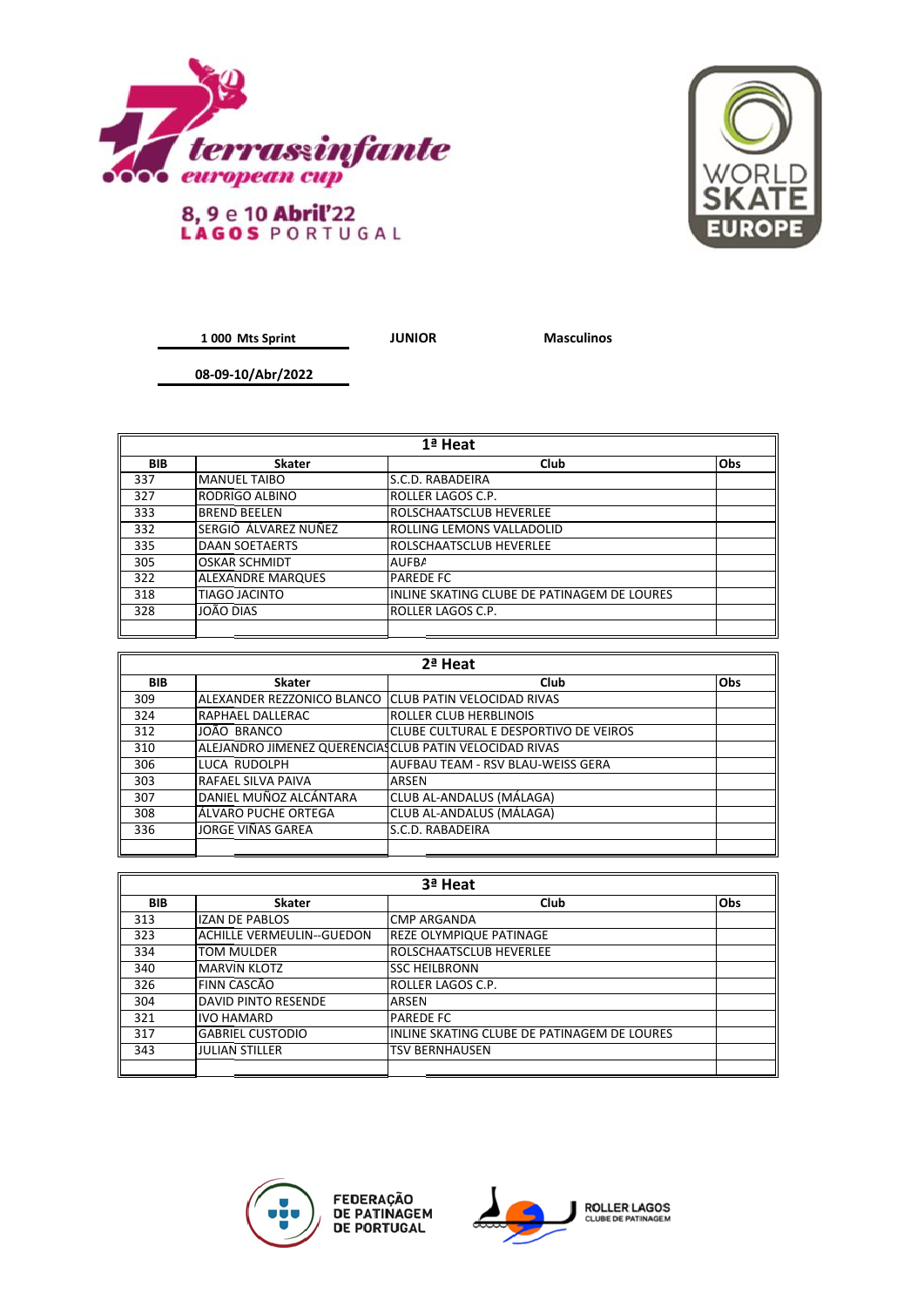17 terras infante european cup

8, 9 e 10 Abril'22
LAGOS PORTUGAL

WORLD SKATE EUROPE

**1 000 Mts Sprint** **JUNIOR** **Masculinos**

**08-09-10/Abr/2022**

| 1ª Heat | | | |
|---|---|---|---|
| **BIB** | **Skater** | **Club** | **Obs** |
| 337 | MANUEL TAIBO | S.C.D. RABADEIRA | |
| 327 | RODRIGO ALBINO | ROLLER LAGOS C.P. | |
| 333 | BREND BEELEN | ROLSCHAATSCLUB HEVERLEE | |
| 332 | SERGIO ÁLVAREZ NUÑEZ | ROLLING LEMONS VALLADOLID | |
| 335 | DAAN SOETAERTS | ROLSCHAATSCLUB HEVERLEE | |
| 305 | OSKAR SCHMIDT | AUFBA | |
| 322 | ALEXANDRE MARQUES | PAREDE FC | |
| 318 | TIAGO JACINTO | INLINE SKATING CLUBE DE PATINAGEM DE LOURES | |
| 328 | JOÃO DIAS | ROLLER LAGOS C.P. | |
| | | | |

| 2ª Heat | | | |
|---|---|---|---|
| **BIB** | **Skater** | **Club** | **Obs** |
| 309 | ALEXANDER REZZONICO BLANCO | CLUB PATIN VELOCIDAD RIVAS | |
| 324 | RAPHAEL DALLERAC | ROLLER CLUB HERBLINOIS | |
| 312 | JOÃO BRANCO | CLUBE CULTURAL E DESPORTIVO DE VEIROS | |
| 310 | ALEJANDRO JIMENEZ QUERENCIAS | CLUB PATIN VELOCIDAD RIVAS | |
| 306 | LUCA RUDOLPH | AUFBAU TEAM - RSV BLAU-WEISS GERA | |
| 303 | RAFAEL SILVA PAIVA | ARSEN | |
| 307 | DANIEL MUÑOZ ALCÁNTARA | CLUB AL-ANDALUS (MÁLAGA) | |
| 308 | ÁLVARO PUCHE ORTEGA | CLUB AL-ANDALUS (MÁLAGA) | |
| 336 | JORGE VIÑAS GAREA | S.C.D. RABADEIRA | |
| | | | |

| 3ª Heat | | | |
|---|---|---|---|
| **BIB** | **Skater** | **Club** | **Obs** |
| 313 | IZAN DE PABLOS | CMP ARGANDA | |
| 323 | ACHILLE VERMEULIN--GUEDON | REZE OLYMPIQUE PATINAGE | |
| 334 | TOM MULDER | ROLSCHAATSCLUB HEVERLEE | |
| 340 | MARVIN KLOTZ | SSC HEILBRONN | |
| 326 | FINN CASCÃO | ROLLER LAGOS C.P. | |
| 304 | DAVID PINTO RESENDE | ARSEN | |
| 321 | IVO HAMARD | PAREDE FC | |
| 317 | GABRIEL CUSTODIO | INLINE SKATING CLUBE DE PATINAGEM DE LOURES | |
| 343 | JULIAN STILLER | TSV BERNHAUSEN | |
| | | | |

FEDERAÇÃO DE PATINAGEM DE PORTUGAL

ROLLER LAGOS CLUBE DE PATINAGEM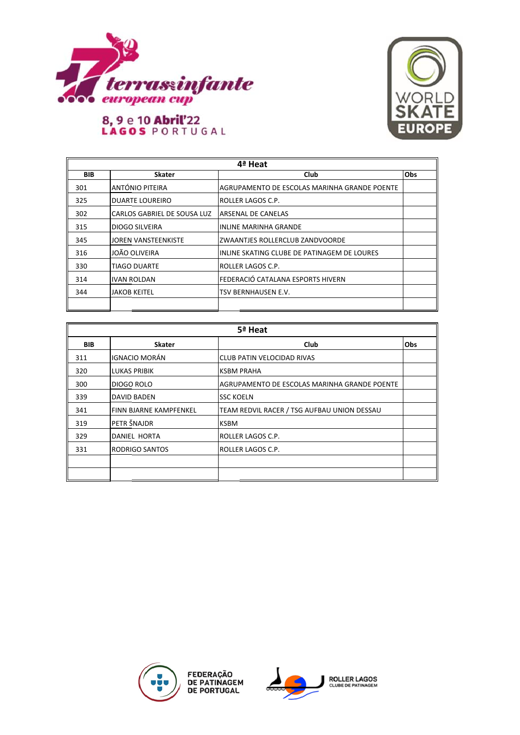17 terrassinfante european cup

8, 9 e 10 Abril'22
LAGOS PORTUGAL

WORLD SKATE EUROPE

| 4ª Heat | | | |
|---|---|---|---|
| BIB | Skater | Club | Obs |
| 301 | ANTÓNIO PITEIRA | AGRUPAMENTO DE ESCOLAS MARINHA GRANDE POENTE | |
| 325 | DUARTE LOUREIRO | ROLLER LAGOS C.P. | |
| 302 | CARLOS GABRIEL DE SOUSA LUZ | ARSENAL DE CANELAS | |
| 315 | DIOGO SILVEIRA | INLINE MARINHA GRANDE | |
| 345 | JOREN VANSTEENKISTE | ZWAANTJES ROLLERCLUB ZANDVOORDE | |
| 316 | JOÃO OLIVEIRA | INLINE SKATING CLUBE DE PATINAGEM DE LOURES | |
| 330 | TIAGO DUARTE | ROLLER LAGOS C.P. | |
| 314 | IVAN ROLDAN | FEDERACIÓ CATALANA ESPORTS HIVERN | |
| 344 | JAKOB KEITEL | TSV BERNHAUSEN E.V. | |
| | | | |

| 5ª Heat | | | |
|---|---|---|---|
| BIB | Skater | Club | Obs |
| 311 | IGNACIO MORÁN | CLUB PATIN VELOCIDAD RIVAS | |
| 320 | LUKAS PRIBIK | KSBM PRAHA | |
| 300 | DIOGO ROLO | AGRUPAMENTO DE ESCOLAS MARINHA GRANDE POENTE | |
| 339 | DAVID BADEN | SSC KOELN | |
| 341 | FINN BJARNE KAMPFENKEL | TEAM REDVIL RACER / TSG AUFBAU UNION DESSAU | |
| 319 | PETR ŠNAJDR | KSBM | |
| 329 | DANIEL HORTA | ROLLER LAGOS C.P. | |
| 331 | RODRIGO SANTOS | ROLLER LAGOS C.P. | |
| | | | |
| | | | |

FEDERAÇÃO DE PATINAGEM DE PORTUGAL

ROLLER LAGOS CLUBE DE PATINAGEM